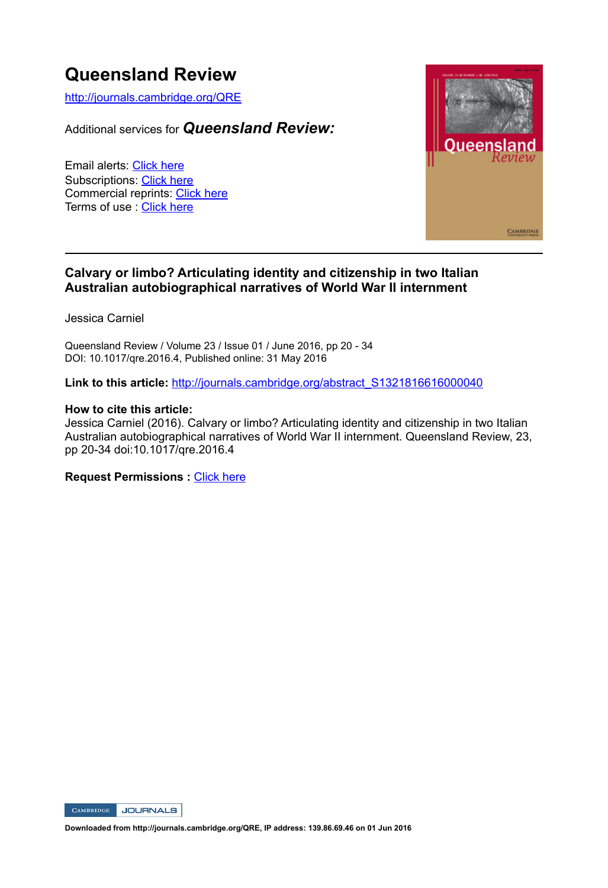# Queensland Review

http://journals.cambridge.org/QRE

Additional services for ***Queensland Review:***

Email alerts: Click here
Subscriptions: Click here
Commercial reprints: Click here
Terms of use : Click here

---

## Calvary or limbo? Articulating identity and citizenship in two Italian Australian autobiographical narratives of World War II internment

Jessica Carniel

Queensland Review / Volume 23 / Issue 01 / June 2016, pp 20 - 34
DOI: 10.1017/qre.2016.4, Published online: 31 May 2016

**Link to this article:** http://journals.cambridge.org/abstract_S1321816616000040

**How to cite this article:**
Jessica Carniel (2016). Calvary or limbo? Articulating identity and citizenship in two Italian Australian autobiographical narratives of World War II internment. Queensland Review, 23, pp 20-34 doi:10.1017/qre.2016.4

**Request Permissions :** Click here

Downloaded from http://journals.cambridge.org/QRE, IP address: 139.86.69.46 on 01 Jun 2016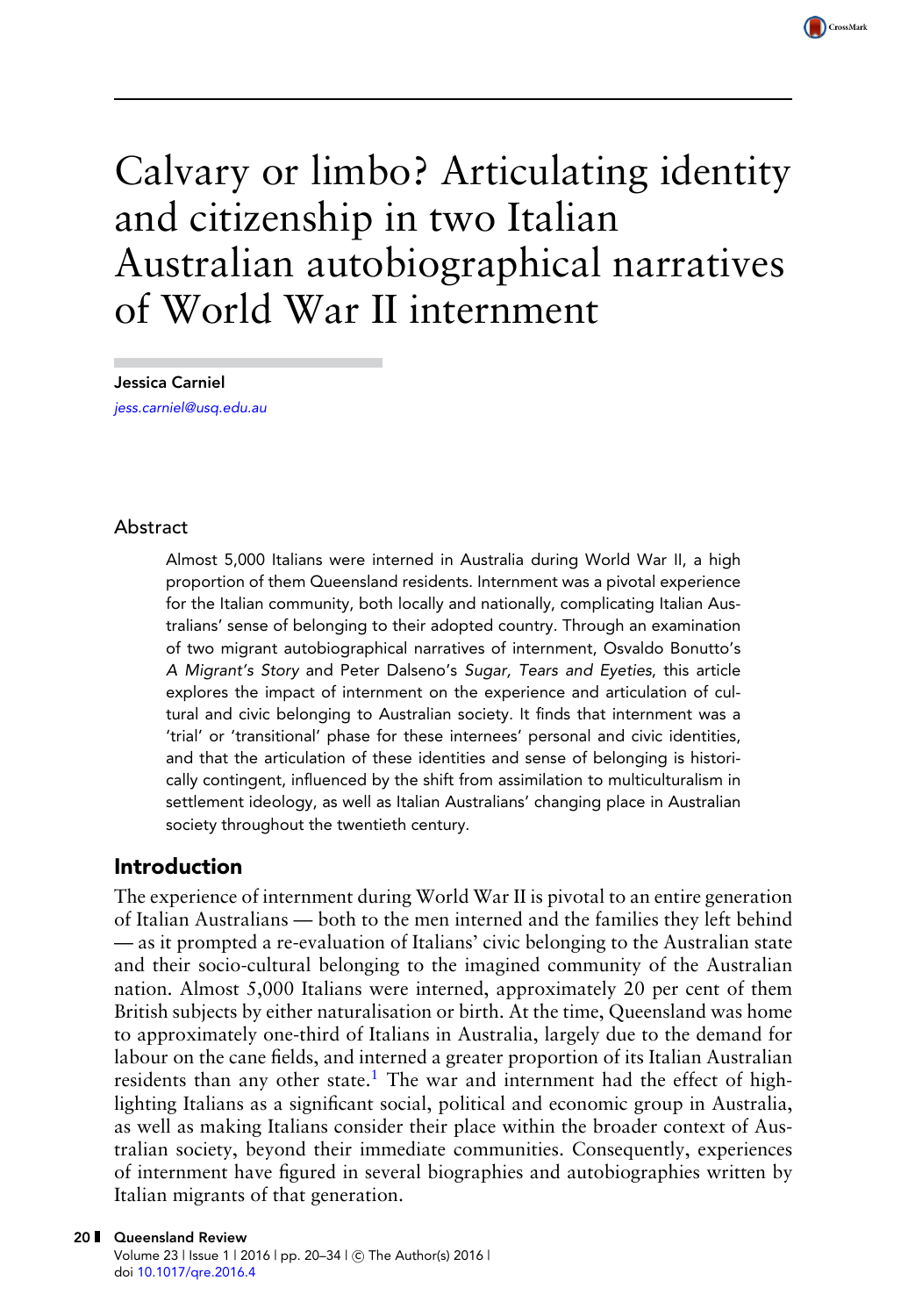# Calvary or limbo? Articulating identity and citizenship in two Italian Australian autobiographical narratives of World War II internment

**Jessica Carniel**

*jess.carniel@usq.edu.au*

## Abstract

Almost 5,000 Italians were interned in Australia during World War II, a high proportion of them Queensland residents. Internment was a pivotal experience for the Italian community, both locally and nationally, complicating Italian Australians' sense of belonging to their adopted country. Through an examination of two migrant autobiographical narratives of internment, Osvaldo Bonutto's *A Migrant's Story* and Peter Dalseno's *Sugar, Tears and Eyeties*, this article explores the impact of internment on the experience and articulation of cultural and civic belonging to Australian society. It finds that internment was a 'trial' or 'transitional' phase for these internees' personal and civic identities, and that the articulation of these identities and sense of belonging is historically contingent, influenced by the shift from assimilation to multiculturalism in settlement ideology, as well as Italian Australians' changing place in Australian society throughout the twentieth century.

## Introduction

The experience of internment during World War II is pivotal to an entire generation of Italian Australians — both to the men interned and the families they left behind — as it prompted a re-evaluation of Italians' civic belonging to the Australian state and their socio-cultural belonging to the imagined community of the Australian nation. Almost 5,000 Italians were interned, approximately 20 per cent of them British subjects by either naturalisation or birth. At the time, Queensland was home to approximately one-third of Italians in Australia, largely due to the demand for labour on the cane fields, and interned a greater proportion of its Italian Australian residents than any other state.[1] The war and internment had the effect of highlighting Italians as a significant social, political and economic group in Australia, as well as making Italians consider their place within the broader context of Australian society, beyond their immediate communities. Consequently, experiences of internment have figured in several biographies and autobiographies written by Italian migrants of that generation.

Queensland Review
Volume 23 | Issue 1 | 2016 | pp. 20–34 | © The Author(s) 2016 |
doi 10.1017/qre.2016.4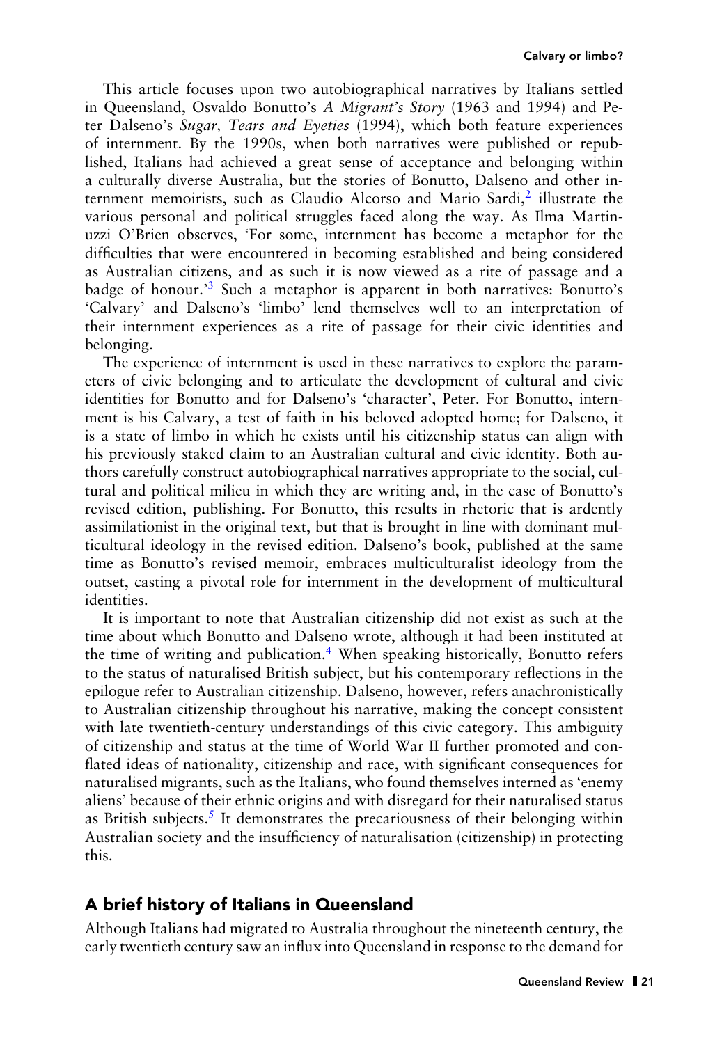This article focuses upon two autobiographical narratives by Italians settled in Queensland, Osvaldo Bonutto's *A Migrant's Story* (1963 and 1994) and Peter Dalseno's *Sugar, Tears and Eyeties* (1994), which both feature experiences of internment. By the 1990s, when both narratives were published or republished, Italians had achieved a great sense of acceptance and belonging within a culturally diverse Australia, but the stories of Bonutto, Dalseno and other internment memoirists, such as Claudio Alcorso and Mario Sardi,[2] illustrate the various personal and political struggles faced along the way. As Ilma Martinuzzi O'Brien observes, 'For some, internment has become a metaphor for the difficulties that were encountered in becoming established and being considered as Australian citizens, and as such it is now viewed as a rite of passage and a badge of honour.'[3] Such a metaphor is apparent in both narratives: Bonutto's 'Calvary' and Dalseno's 'limbo' lend themselves well to an interpretation of their internment experiences as a rite of passage for their civic identities and belonging.

The experience of internment is used in these narratives to explore the parameters of civic belonging and to articulate the development of cultural and civic identities for Bonutto and for Dalseno's 'character', Peter. For Bonutto, internment is his Calvary, a test of faith in his beloved adopted home; for Dalseno, it is a state of limbo in which he exists until his citizenship status can align with his previously staked claim to an Australian cultural and civic identity. Both authors carefully construct autobiographical narratives appropriate to the social, cultural and political milieu in which they are writing and, in the case of Bonutto's revised edition, publishing. For Bonutto, this results in rhetoric that is ardently assimilationist in the original text, but that is brought in line with dominant multicultural ideology in the revised edition. Dalseno's book, published at the same time as Bonutto's revised memoir, embraces multiculturalist ideology from the outset, casting a pivotal role for internment in the development of multicultural identities.

It is important to note that Australian citizenship did not exist as such at the time about which Bonutto and Dalseno wrote, although it had been instituted at the time of writing and publication.[4] When speaking historically, Bonutto refers to the status of naturalised British subject, but his contemporary reflections in the epilogue refer to Australian citizenship. Dalseno, however, refers anachronistically to Australian citizenship throughout his narrative, making the concept consistent with late twentieth-century understandings of this civic category. This ambiguity of citizenship and status at the time of World War II further promoted and conflated ideas of nationality, citizenship and race, with significant consequences for naturalised migrants, such as the Italians, who found themselves interned as 'enemy aliens' because of their ethnic origins and with disregard for their naturalised status as British subjects.[5] It demonstrates the precariousness of their belonging within Australian society and the insufficiency of naturalisation (citizenship) in protecting this.

## A brief history of Italians in Queensland

Although Italians had migrated to Australia throughout the nineteenth century, the early twentieth century saw an influx into Queensland in response to the demand for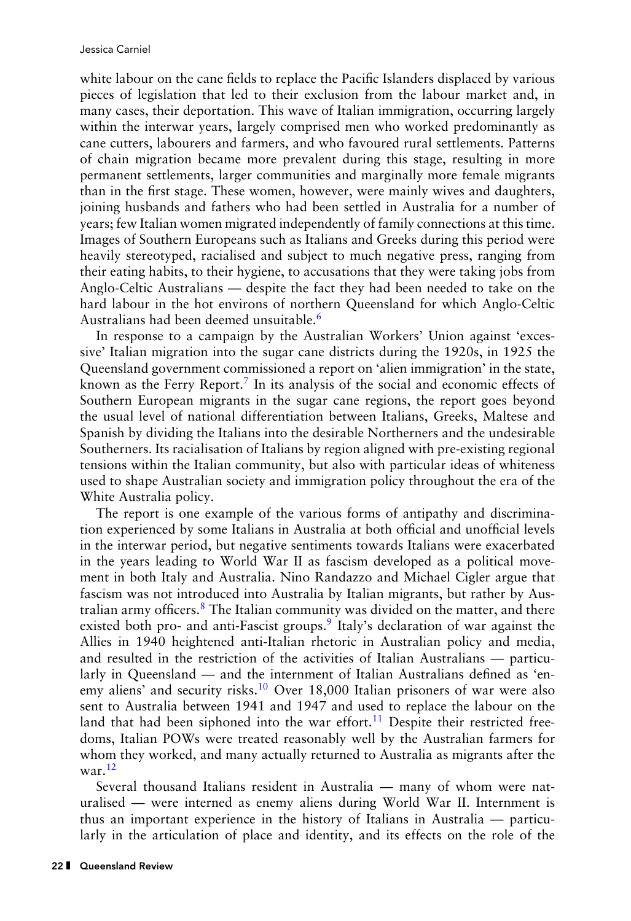white labour on the cane fields to replace the Pacific Islanders displaced by various pieces of legislation that led to their exclusion from the labour market and, in many cases, their deportation. This wave of Italian immigration, occurring largely within the interwar years, largely comprised men who worked predominantly as cane cutters, labourers and farmers, and who favoured rural settlements. Patterns of chain migration became more prevalent during this stage, resulting in more permanent settlements, larger communities and marginally more female migrants than in the first stage. These women, however, were mainly wives and daughters, joining husbands and fathers who had been settled in Australia for a number of years; few Italian women migrated independently of family connections at this time. Images of Southern Europeans such as Italians and Greeks during this period were heavily stereotyped, racialised and subject to much negative press, ranging from their eating habits, to their hygiene, to accusations that they were taking jobs from Anglo-Celtic Australians — despite the fact they had been needed to take on the hard labour in the hot environs of northern Queensland for which Anglo-Celtic Australians had been deemed unsuitable.[6]

In response to a campaign by the Australian Workers' Union against 'excessive' Italian migration into the sugar cane districts during the 1920s, in 1925 the Queensland government commissioned a report on 'alien immigration' in the state, known as the Ferry Report.[7] In its analysis of the social and economic effects of Southern European migrants in the sugar cane regions, the report goes beyond the usual level of national differentiation between Italians, Greeks, Maltese and Spanish by dividing the Italians into the desirable Northerners and the undesirable Southerners. Its racialisation of Italians by region aligned with pre-existing regional tensions within the Italian community, but also with particular ideas of whiteness used to shape Australian society and immigration policy throughout the era of the White Australia policy.

The report is one example of the various forms of antipathy and discrimination experienced by some Italians in Australia at both official and unofficial levels in the interwar period, but negative sentiments towards Italians were exacerbated in the years leading to World War II as fascism developed as a political movement in both Italy and Australia. Nino Randazzo and Michael Cigler argue that fascism was not introduced into Australia by Italian migrants, but rather by Australian army officers.[8] The Italian community was divided on the matter, and there existed both pro- and anti-Fascist groups.[9] Italy's declaration of war against the Allies in 1940 heightened anti-Italian rhetoric in Australian policy and media, and resulted in the restriction of the activities of Italian Australians — particularly in Queensland — and the internment of Italian Australians defined as 'enemy aliens' and security risks.[10] Over 18,000 Italian prisoners of war were also sent to Australia between 1941 and 1947 and used to replace the labour on the land that had been siphoned into the war effort.[11] Despite their restricted freedoms, Italian POWs were treated reasonably well by the Australian farmers for whom they worked, and many actually returned to Australia as migrants after the war.[12]

Several thousand Italians resident in Australia — many of whom were naturalised — were interned as enemy aliens during World War II. Internment is thus an important experience in the history of Italians in Australia — particularly in the articulation of place and identity, and its effects on the role of the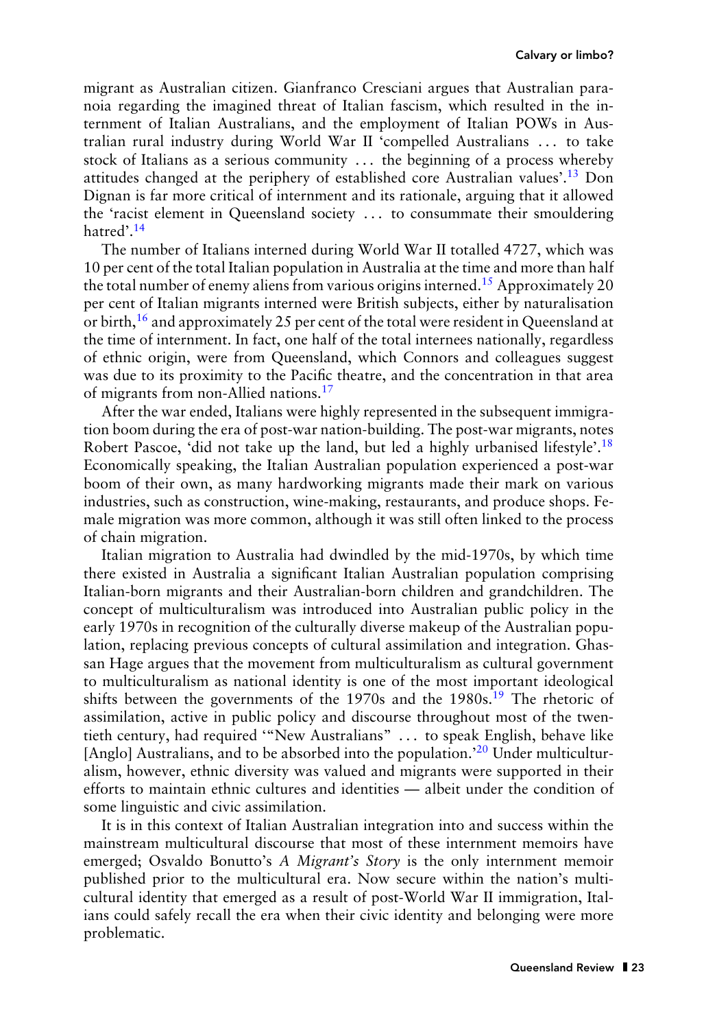migrant as Australian citizen. Gianfranco Cresciani argues that Australian paranoia regarding the imagined threat of Italian fascism, which resulted in the internment of Italian Australians, and the employment of Italian POWs in Australian rural industry during World War II 'compelled Australians . . . to take stock of Italians as a serious community . . . the beginning of a process whereby attitudes changed at the periphery of established core Australian values'.[13] Don Dignan is far more critical of internment and its rationale, arguing that it allowed the 'racist element in Queensland society . . . to consummate their smouldering hatred'.[14]

The number of Italians interned during World War II totalled 4727, which was 10 per cent of the total Italian population in Australia at the time and more than half the total number of enemy aliens from various origins interned.[15] Approximately 20 per cent of Italian migrants interned were British subjects, either by naturalisation or birth,[16] and approximately 25 per cent of the total were resident in Queensland at the time of internment. In fact, one half of the total internees nationally, regardless of ethnic origin, were from Queensland, which Connors and colleagues suggest was due to its proximity to the Pacific theatre, and the concentration in that area of migrants from non-Allied nations.[17]

After the war ended, Italians were highly represented in the subsequent immigration boom during the era of post-war nation-building. The post-war migrants, notes Robert Pascoe, 'did not take up the land, but led a highly urbanised lifestyle'.[18] Economically speaking, the Italian Australian population experienced a post-war boom of their own, as many hardworking migrants made their mark on various industries, such as construction, wine-making, restaurants, and produce shops. Female migration was more common, although it was still often linked to the process of chain migration.

Italian migration to Australia had dwindled by the mid-1970s, by which time there existed in Australia a significant Italian Australian population comprising Italian-born migrants and their Australian-born children and grandchildren. The concept of multiculturalism was introduced into Australian public policy in the early 1970s in recognition of the culturally diverse makeup of the Australian population, replacing previous concepts of cultural assimilation and integration. Ghassan Hage argues that the movement from multiculturalism as cultural government to multiculturalism as national identity is one of the most important ideological shifts between the governments of the 1970s and the 1980s.[19] The rhetoric of assimilation, active in public policy and discourse throughout most of the twentieth century, had required '"New Australians" . . . to speak English, behave like [Anglo] Australians, and to be absorbed into the population.'[20] Under multiculturalism, however, ethnic diversity was valued and migrants were supported in their efforts to maintain ethnic cultures and identities — albeit under the condition of some linguistic and civic assimilation.

It is in this context of Italian Australian integration into and success within the mainstream multicultural discourse that most of these internment memoirs have emerged; Osvaldo Bonutto's *A Migrant's Story* is the only internment memoir published prior to the multicultural era. Now secure within the nation's multicultural identity that emerged as a result of post-World War II immigration, Italians could safely recall the era when their civic identity and belonging were more problematic.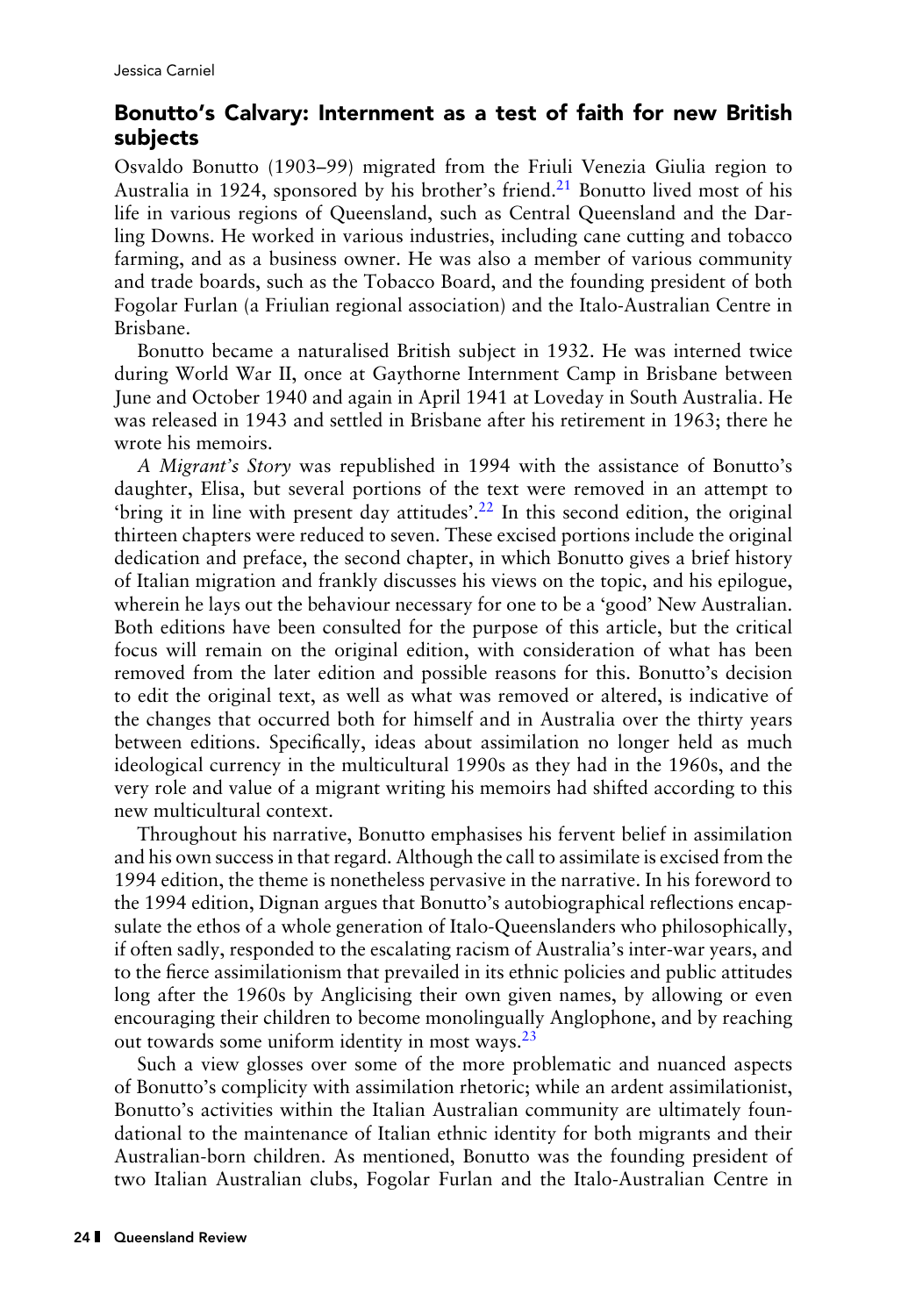## Bonutto's Calvary: Internment as a test of faith for new British subjects

Osvaldo Bonutto (1903–99) migrated from the Friuli Venezia Giulia region to Australia in 1924, sponsored by his brother's friend.[21] Bonutto lived most of his life in various regions of Queensland, such as Central Queensland and the Darling Downs. He worked in various industries, including cane cutting and tobacco farming, and as a business owner. He was also a member of various community and trade boards, such as the Tobacco Board, and the founding president of both Fogolar Furlan (a Friulian regional association) and the Italo-Australian Centre in Brisbane.

Bonutto became a naturalised British subject in 1932. He was interned twice during World War II, once at Gaythorne Internment Camp in Brisbane between June and October 1940 and again in April 1941 at Loveday in South Australia. He was released in 1943 and settled in Brisbane after his retirement in 1963; there he wrote his memoirs.

*A Migrant's Story* was republished in 1994 with the assistance of Bonutto's daughter, Elisa, but several portions of the text were removed in an attempt to 'bring it in line with present day attitudes'.[22] In this second edition, the original thirteen chapters were reduced to seven. These excised portions include the original dedication and preface, the second chapter, in which Bonutto gives a brief history of Italian migration and frankly discusses his views on the topic, and his epilogue, wherein he lays out the behaviour necessary for one to be a 'good' New Australian. Both editions have been consulted for the purpose of this article, but the critical focus will remain on the original edition, with consideration of what has been removed from the later edition and possible reasons for this. Bonutto's decision to edit the original text, as well as what was removed or altered, is indicative of the changes that occurred both for himself and in Australia over the thirty years between editions. Specifically, ideas about assimilation no longer held as much ideological currency in the multicultural 1990s as they had in the 1960s, and the very role and value of a migrant writing his memoirs had shifted according to this new multicultural context.

Throughout his narrative, Bonutto emphasises his fervent belief in assimilation and his own success in that regard. Although the call to assimilate is excised from the 1994 edition, the theme is nonetheless pervasive in the narrative. In his foreword to the 1994 edition, Dignan argues that Bonutto's autobiographical reflections encapsulate the ethos of a whole generation of Italo-Queenslanders who philosophically, if often sadly, responded to the escalating racism of Australia's inter-war years, and to the fierce assimilationism that prevailed in its ethnic policies and public attitudes long after the 1960s by Anglicising their own given names, by allowing or even encouraging their children to become monolingually Anglophone, and by reaching out towards some uniform identity in most ways.[23]

Such a view glosses over some of the more problematic and nuanced aspects of Bonutto's complicity with assimilation rhetoric; while an ardent assimilationist, Bonutto's activities within the Italian Australian community are ultimately foundational to the maintenance of Italian ethnic identity for both migrants and their Australian-born children. As mentioned, Bonutto was the founding president of two Italian Australian clubs, Fogolar Furlan and the Italo-Australian Centre in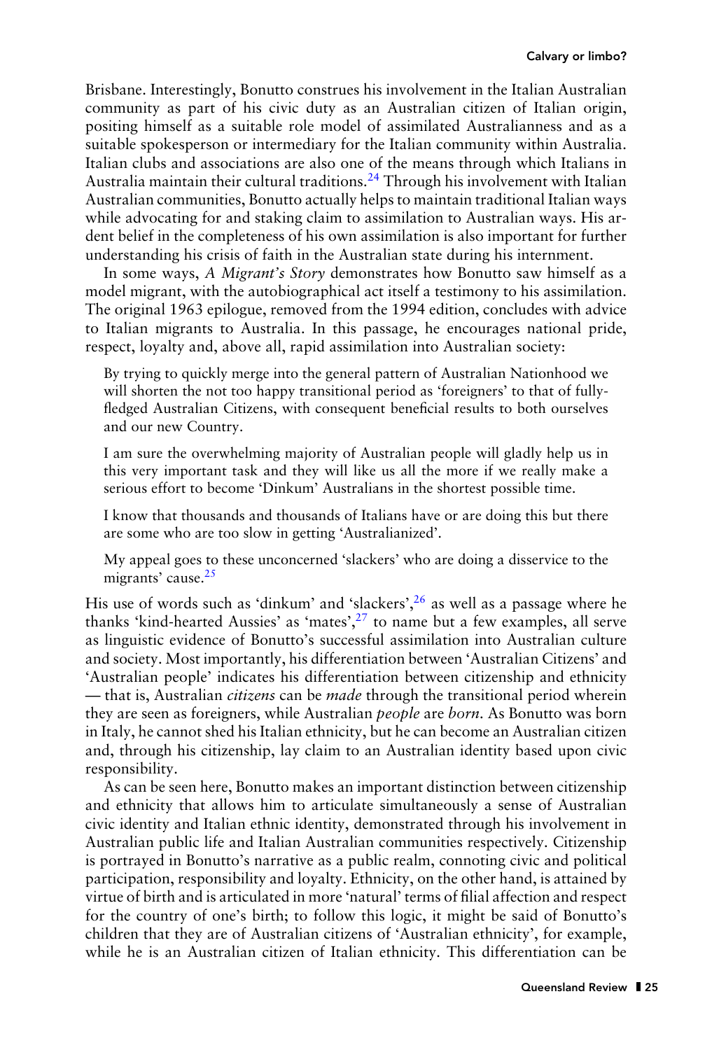Brisbane. Interestingly, Bonutto construes his involvement in the Italian Australian community as part of his civic duty as an Australian citizen of Italian origin, positing himself as a suitable role model of assimilated Australianness and as a suitable spokesperson or intermediary for the Italian community within Australia. Italian clubs and associations are also one of the means through which Italians in Australia maintain their cultural traditions.[24] Through his involvement with Italian Australian communities, Bonutto actually helps to maintain traditional Italian ways while advocating for and staking claim to assimilation to Australian ways. His ardent belief in the completeness of his own assimilation is also important for further understanding his crisis of faith in the Australian state during his internment.

In some ways, *A Migrant's Story* demonstrates how Bonutto saw himself as a model migrant, with the autobiographical act itself a testimony to his assimilation. The original 1963 epilogue, removed from the 1994 edition, concludes with advice to Italian migrants to Australia. In this passage, he encourages national pride, respect, loyalty and, above all, rapid assimilation into Australian society:

> By trying to quickly merge into the general pattern of Australian Nationhood we will shorten the not too happy transitional period as 'foreigners' to that of fully-fledged Australian Citizens, with consequent beneficial results to both ourselves and our new Country.
>
> I am sure the overwhelming majority of Australian people will gladly help us in this very important task and they will like us all the more if we really make a serious effort to become 'Dinkum' Australians in the shortest possible time.
>
> I know that thousands and thousands of Italians have or are doing this but there are some who are too slow in getting 'Australianized'.
>
> My appeal goes to these unconcerned 'slackers' who are doing a disservice to the migrants' cause.[25]

His use of words such as 'dinkum' and 'slackers',[26] as well as a passage where he thanks 'kind-hearted Aussies' as 'mates',[27] to name but a few examples, all serve as linguistic evidence of Bonutto's successful assimilation into Australian culture and society. Most importantly, his differentiation between 'Australian Citizens' and 'Australian people' indicates his differentiation between citizenship and ethnicity — that is, Australian *citizens* can be *made* through the transitional period wherein they are seen as foreigners, while Australian *people* are *born*. As Bonutto was born in Italy, he cannot shed his Italian ethnicity, but he can become an Australian citizen and, through his citizenship, lay claim to an Australian identity based upon civic responsibility.

As can be seen here, Bonutto makes an important distinction between citizenship and ethnicity that allows him to articulate simultaneously a sense of Australian civic identity and Italian ethnic identity, demonstrated through his involvement in Australian public life and Italian Australian communities respectively. Citizenship is portrayed in Bonutto's narrative as a public realm, connoting civic and political participation, responsibility and loyalty. Ethnicity, on the other hand, is attained by virtue of birth and is articulated in more 'natural' terms of filial affection and respect for the country of one's birth; to follow this logic, it might be said of Bonutto's children that they are of Australian citizens of 'Australian ethnicity', for example, while he is an Australian citizen of Italian ethnicity. This differentiation can be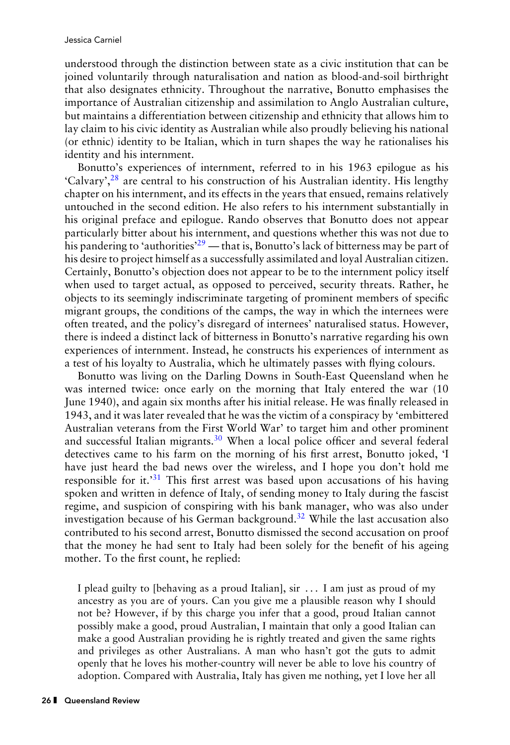understood through the distinction between state as a civic institution that can be joined voluntarily through naturalisation and nation as blood-and-soil birthright that also designates ethnicity. Throughout the narrative, Bonutto emphasises the importance of Australian citizenship and assimilation to Anglo Australian culture, but maintains a differentiation between citizenship and ethnicity that allows him to lay claim to his civic identity as Australian while also proudly believing his national (or ethnic) identity to be Italian, which in turn shapes the way he rationalises his identity and his internment.

Bonutto's experiences of internment, referred to in his 1963 epilogue as his 'Calvary',[28] are central to his construction of his Australian identity. His lengthy chapter on his internment, and its effects in the years that ensued, remains relatively untouched in the second edition. He also refers to his internment substantially in his original preface and epilogue. Rando observes that Bonutto does not appear particularly bitter about his internment, and questions whether this was not due to his pandering to 'authorities'[29] — that is, Bonutto's lack of bitterness may be part of his desire to project himself as a successfully assimilated and loyal Australian citizen. Certainly, Bonutto's objection does not appear to be to the internment policy itself when used to target actual, as opposed to perceived, security threats. Rather, he objects to its seemingly indiscriminate targeting of prominent members of specific migrant groups, the conditions of the camps, the way in which the internees were often treated, and the policy's disregard of internees' naturalised status. However, there is indeed a distinct lack of bitterness in Bonutto's narrative regarding his own experiences of internment. Instead, he constructs his experiences of internment as a test of his loyalty to Australia, which he ultimately passes with flying colours.

Bonutto was living on the Darling Downs in South-East Queensland when he was interned twice: once early on the morning that Italy entered the war (10 June 1940), and again six months after his initial release. He was finally released in 1943, and it was later revealed that he was the victim of a conspiracy by 'embittered Australian veterans from the First World War' to target him and other prominent and successful Italian migrants.[30] When a local police officer and several federal detectives came to his farm on the morning of his first arrest, Bonutto joked, 'I have just heard the bad news over the wireless, and I hope you don't hold me responsible for it.'[31] This first arrest was based upon accusations of his having spoken and written in defence of Italy, of sending money to Italy during the fascist regime, and suspicion of conspiring with his bank manager, who was also under investigation because of his German background.[32] While the last accusation also contributed to his second arrest, Bonutto dismissed the second accusation on proof that the money he had sent to Italy had been solely for the benefit of his ageing mother. To the first count, he replied:

> I plead guilty to [behaving as a proud Italian], sir ... I am just as proud of my ancestry as you are of yours. Can you give me a plausible reason why I should not be? However, if by this charge you infer that a good, proud Italian cannot possibly make a good, proud Australian, I maintain that only a good Italian can make a good Australian providing he is rightly treated and given the same rights and privileges as other Australians. A man who hasn't got the guts to admit openly that he loves his mother-country will never be able to love his country of adoption. Compared with Australia, Italy has given me nothing, yet I love her all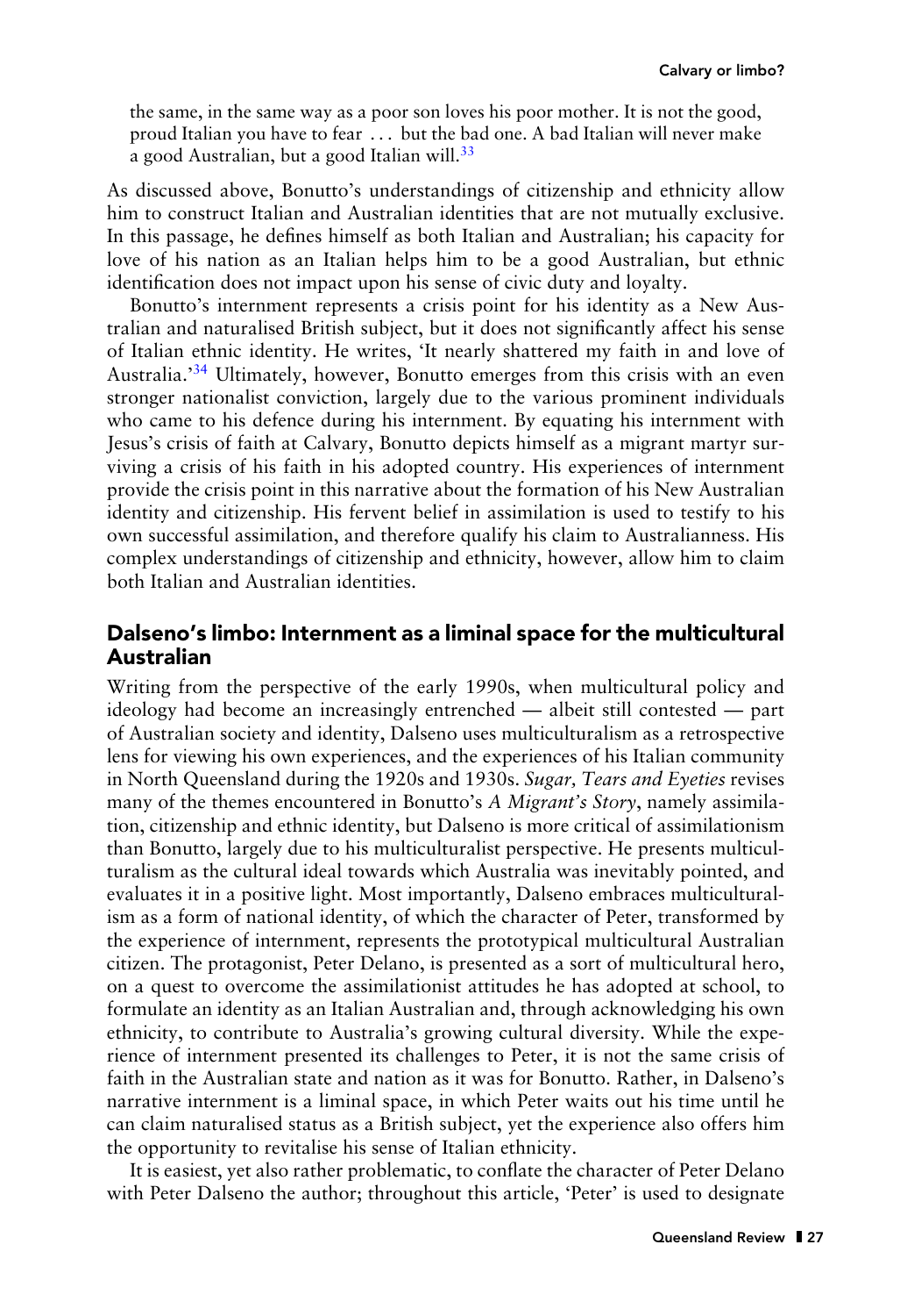the same, in the same way as a poor son loves his poor mother. It is not the good, proud Italian you have to fear . . . but the bad one. A bad Italian will never make a good Australian, but a good Italian will.[33]

As discussed above, Bonutto's understandings of citizenship and ethnicity allow him to construct Italian and Australian identities that are not mutually exclusive. In this passage, he defines himself as both Italian and Australian; his capacity for love of his nation as an Italian helps him to be a good Australian, but ethnic identification does not impact upon his sense of civic duty and loyalty.

Bonutto's internment represents a crisis point for his identity as a New Australian and naturalised British subject, but it does not significantly affect his sense of Italian ethnic identity. He writes, 'It nearly shattered my faith in and love of Australia.'[34] Ultimately, however, Bonutto emerges from this crisis with an even stronger nationalist conviction, largely due to the various prominent individuals who came to his defence during his internment. By equating his internment with Jesus's crisis of faith at Calvary, Bonutto depicts himself as a migrant martyr surviving a crisis of his faith in his adopted country. His experiences of internment provide the crisis point in this narrative about the formation of his New Australian identity and citizenship. His fervent belief in assimilation is used to testify to his own successful assimilation, and therefore qualify his claim to Australianness. His complex understandings of citizenship and ethnicity, however, allow him to claim both Italian and Australian identities.

## Dalseno's limbo: Internment as a liminal space for the multicultural Australian

Writing from the perspective of the early 1990s, when multicultural policy and ideology had become an increasingly entrenched — albeit still contested — part of Australian society and identity, Dalseno uses multiculturalism as a retrospective lens for viewing his own experiences, and the experiences of his Italian community in North Queensland during the 1920s and 1930s. *Sugar, Tears and Eyeties* revises many of the themes encountered in Bonutto's *A Migrant's Story*, namely assimilation, citizenship and ethnic identity, but Dalseno is more critical of assimilationism than Bonutto, largely due to his multiculturalist perspective. He presents multiculturalism as the cultural ideal towards which Australia was inevitably pointed, and evaluates it in a positive light. Most importantly, Dalseno embraces multiculturalism as a form of national identity, of which the character of Peter, transformed by the experience of internment, represents the prototypical multicultural Australian citizen. The protagonist, Peter Delano, is presented as a sort of multicultural hero, on a quest to overcome the assimilationist attitudes he has adopted at school, to formulate an identity as an Italian Australian and, through acknowledging his own ethnicity, to contribute to Australia's growing cultural diversity. While the experience of internment presented its challenges to Peter, it is not the same crisis of faith in the Australian state and nation as it was for Bonutto. Rather, in Dalseno's narrative internment is a liminal space, in which Peter waits out his time until he can claim naturalised status as a British subject, yet the experience also offers him the opportunity to revitalise his sense of Italian ethnicity.

It is easiest, yet also rather problematic, to conflate the character of Peter Delano with Peter Dalseno the author; throughout this article, 'Peter' is used to designate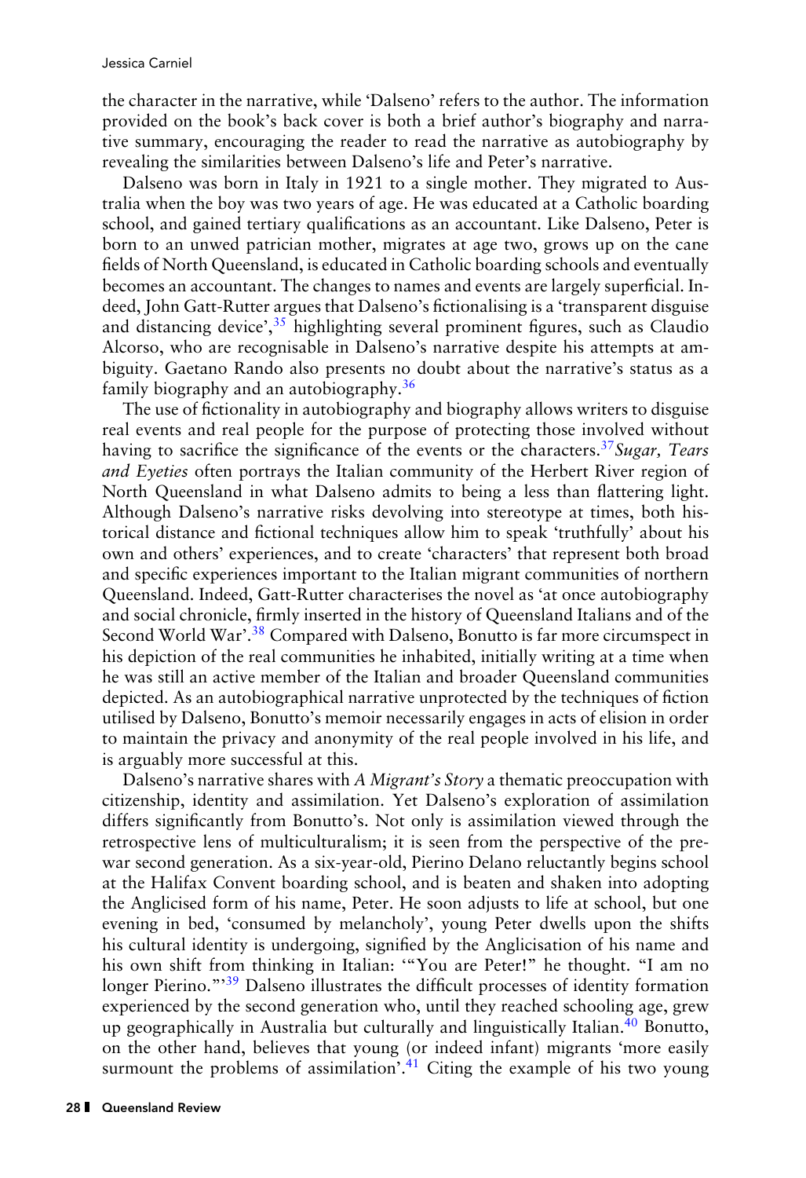the character in the narrative, while 'Dalseno' refers to the author. The information provided on the book's back cover is both a brief author's biography and narrative summary, encouraging the reader to read the narrative as autobiography by revealing the similarities between Dalseno's life and Peter's narrative.

Dalseno was born in Italy in 1921 to a single mother. They migrated to Australia when the boy was two years of age. He was educated at a Catholic boarding school, and gained tertiary qualifications as an accountant. Like Dalseno, Peter is born to an unwed patrician mother, migrates at age two, grows up on the cane fields of North Queensland, is educated in Catholic boarding schools and eventually becomes an accountant. The changes to names and events are largely superficial. Indeed, John Gatt-Rutter argues that Dalseno's fictionalising is a 'transparent disguise and distancing device',[35] highlighting several prominent figures, such as Claudio Alcorso, who are recognisable in Dalseno's narrative despite his attempts at ambiguity. Gaetano Rando also presents no doubt about the narrative's status as a family biography and an autobiography.[36]

The use of fictionality in autobiography and biography allows writers to disguise real events and real people for the purpose of protecting those involved without having to sacrifice the significance of the events or the characters.[37] *Sugar, Tears and Eyeties* often portrays the Italian community of the Herbert River region of North Queensland in what Dalseno admits to being a less than flattering light. Although Dalseno's narrative risks devolving into stereotype at times, both historical distance and fictional techniques allow him to speak 'truthfully' about his own and others' experiences, and to create 'characters' that represent both broad and specific experiences important to the Italian migrant communities of northern Queensland. Indeed, Gatt-Rutter characterises the novel as 'at once autobiography and social chronicle, firmly inserted in the history of Queensland Italians and of the Second World War'.[38] Compared with Dalseno, Bonutto is far more circumspect in his depiction of the real communities he inhabited, initially writing at a time when he was still an active member of the Italian and broader Queensland communities depicted. As an autobiographical narrative unprotected by the techniques of fiction utilised by Dalseno, Bonutto's memoir necessarily engages in acts of elision in order to maintain the privacy and anonymity of the real people involved in his life, and is arguably more successful at this.

Dalseno's narrative shares with *A Migrant's Story* a thematic preoccupation with citizenship, identity and assimilation. Yet Dalseno's exploration of assimilation differs significantly from Bonutto's. Not only is assimilation viewed through the retrospective lens of multiculturalism; it is seen from the perspective of the pre-war second generation. As a six-year-old, Pierino Delano reluctantly begins school at the Halifax Convent boarding school, and is beaten and shaken into adopting the Anglicised form of his name, Peter. He soon adjusts to life at school, but one evening in bed, 'consumed by melancholy', young Peter dwells upon the shifts his cultural identity is undergoing, signified by the Anglicisation of his name and his own shift from thinking in Italian: '"You are Peter!" he thought. "I am no longer Pierino."'[39] Dalseno illustrates the difficult processes of identity formation experienced by the second generation who, until they reached schooling age, grew up geographically in Australia but culturally and linguistically Italian.[40] Bonutto, on the other hand, believes that young (or indeed infant) migrants 'more easily surmount the problems of assimilation'.[41] Citing the example of his two young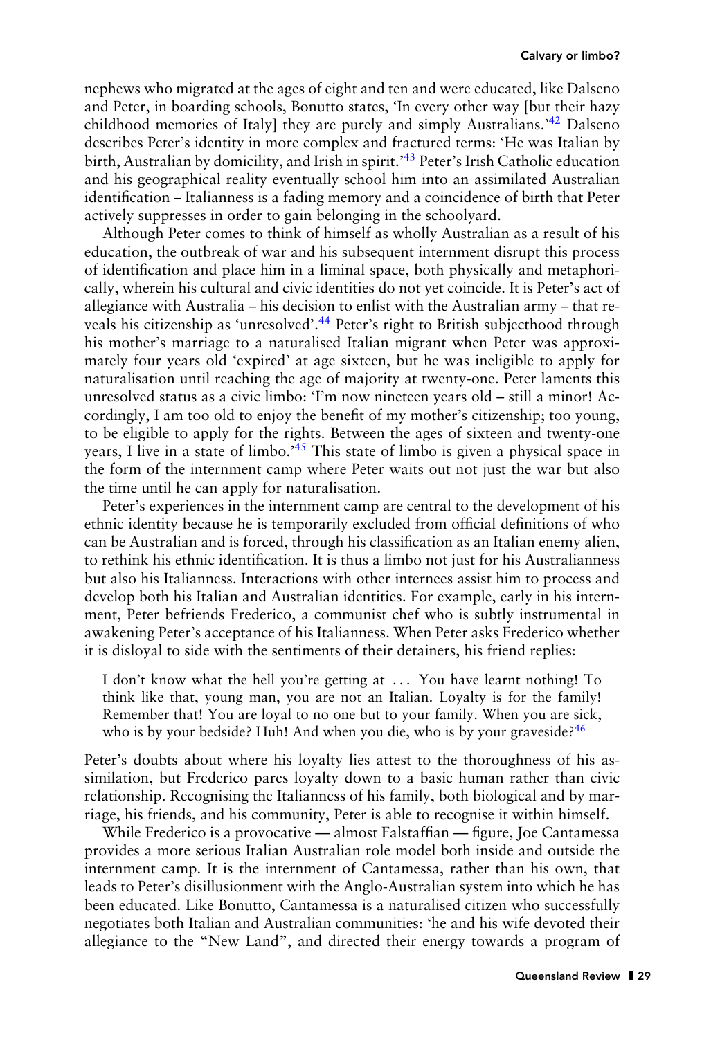nephews who migrated at the ages of eight and ten and were educated, like Dalseno and Peter, in boarding schools, Bonutto states, 'In every other way [but their hazy childhood memories of Italy] they are purely and simply Australians.'[42] Dalseno describes Peter's identity in more complex and fractured terms: 'He was Italian by birth, Australian by domicility, and Irish in spirit.'[43] Peter's Irish Catholic education and his geographical reality eventually school him into an assimilated Australian identification – Italianness is a fading memory and a coincidence of birth that Peter actively suppresses in order to gain belonging in the schoolyard.

Although Peter comes to think of himself as wholly Australian as a result of his education, the outbreak of war and his subsequent internment disrupt this process of identification and place him in a liminal space, both physically and metaphorically, wherein his cultural and civic identities do not yet coincide. It is Peter's act of allegiance with Australia – his decision to enlist with the Australian army – that reveals his citizenship as 'unresolved'.[44] Peter's right to British subjecthood through his mother's marriage to a naturalised Italian migrant when Peter was approximately four years old 'expired' at age sixteen, but he was ineligible to apply for naturalisation until reaching the age of majority at twenty-one. Peter laments this unresolved status as a civic limbo: 'I'm now nineteen years old – still a minor! Accordingly, I am too old to enjoy the benefit of my mother's citizenship; too young, to be eligible to apply for the rights. Between the ages of sixteen and twenty-one years, I live in a state of limbo.'[45] This state of limbo is given a physical space in the form of the internment camp where Peter waits out not just the war but also the time until he can apply for naturalisation.

Peter's experiences in the internment camp are central to the development of his ethnic identity because he is temporarily excluded from official definitions of who can be Australian and is forced, through his classification as an Italian enemy alien, to rethink his ethnic identification. It is thus a limbo not just for his Australianness but also his Italianness. Interactions with other internees assist him to process and develop both his Italian and Australian identities. For example, early in his internment, Peter befriends Frederico, a communist chef who is subtly instrumental in awakening Peter's acceptance of his Italianness. When Peter asks Frederico whether it is disloyal to side with the sentiments of their detainers, his friend replies:

> I don't know what the hell you're getting at ... You have learnt nothing! To think like that, young man, you are not an Italian. Loyalty is for the family! Remember that! You are loyal to no one but to your family. When you are sick, who is by your bedside? Huh! And when you die, who is by your graveside?[46]

Peter's doubts about where his loyalty lies attest to the thoroughness of his assimilation, but Frederico pares loyalty down to a basic human rather than civic relationship. Recognising the Italianness of his family, both biological and by marriage, his friends, and his community, Peter is able to recognise it within himself.

While Frederico is a provocative — almost Falstaffian — figure, Joe Cantamessa provides a more serious Italian Australian role model both inside and outside the internment camp. It is the internment of Cantamessa, rather than his own, that leads to Peter's disillusionment with the Anglo-Australian system into which he has been educated. Like Bonutto, Cantamessa is a naturalised citizen who successfully negotiates both Italian and Australian communities: 'he and his wife devoted their allegiance to the "New Land", and directed their energy towards a program of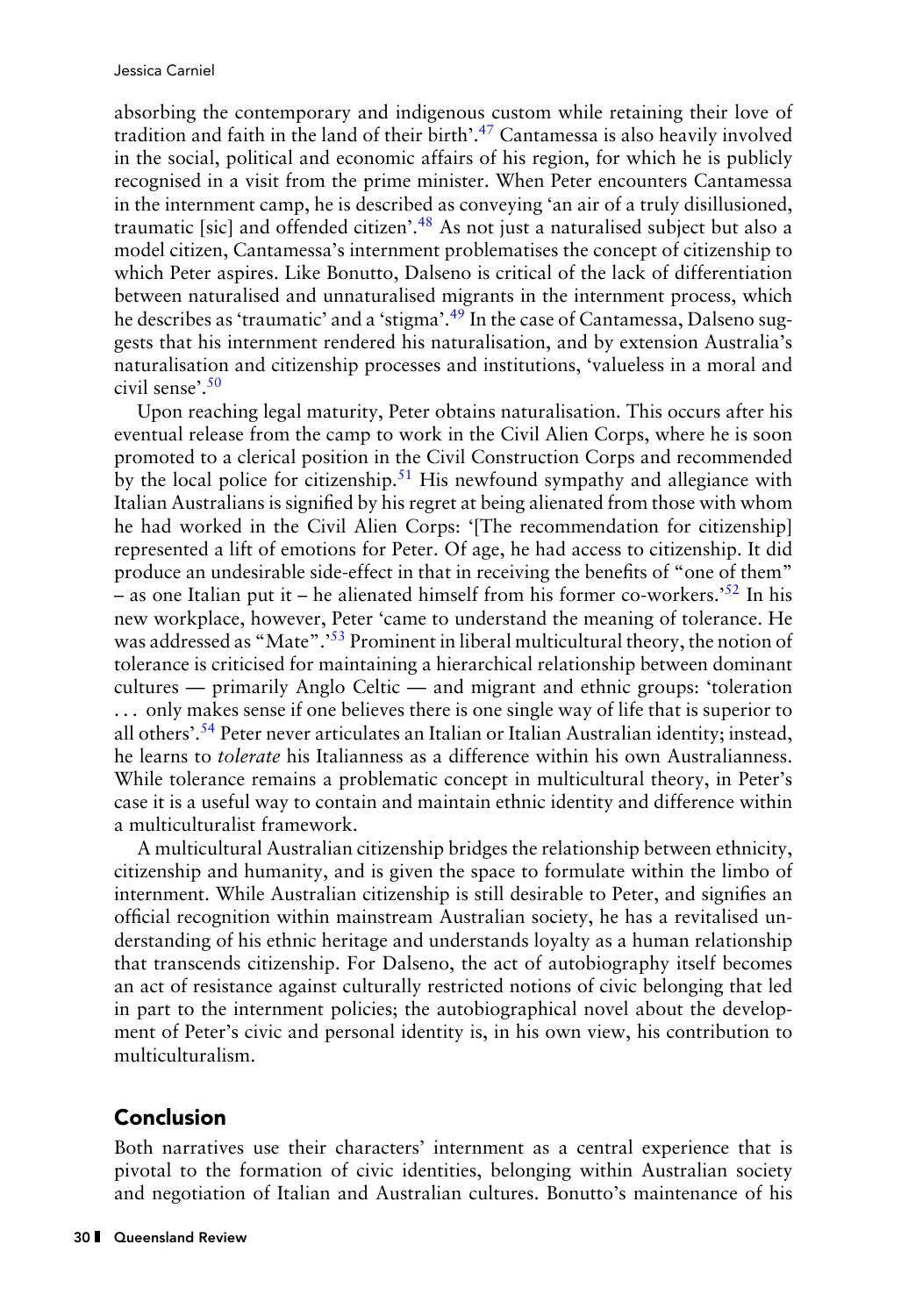absorbing the contemporary and indigenous custom while retaining their love of tradition and faith in the land of their birth'.[47] Cantamessa is also heavily involved in the social, political and economic affairs of his region, for which he is publicly recognised in a visit from the prime minister. When Peter encounters Cantamessa in the internment camp, he is described as conveying 'an air of a truly disillusioned, traumatic [sic] and offended citizen'.[48] As not just a naturalised subject but also a model citizen, Cantamessa's internment problematises the concept of citizenship to which Peter aspires. Like Bonutto, Dalseno is critical of the lack of differentiation between naturalised and unnaturalised migrants in the internment process, which he describes as 'traumatic' and a 'stigma'.[49] In the case of Cantamessa, Dalseno suggests that his internment rendered his naturalisation, and by extension Australia's naturalisation and citizenship processes and institutions, 'valueless in a moral and civil sense'.[50]

Upon reaching legal maturity, Peter obtains naturalisation. This occurs after his eventual release from the camp to work in the Civil Alien Corps, where he is soon promoted to a clerical position in the Civil Construction Corps and recommended by the local police for citizenship.[51] His newfound sympathy and allegiance with Italian Australians is signified by his regret at being alienated from those with whom he had worked in the Civil Alien Corps: '[The recommendation for citizenship] represented a lift of emotions for Peter. Of age, he had access to citizenship. It did produce an undesirable side-effect in that in receiving the benefits of "one of them" – as one Italian put it – he alienated himself from his former co-workers.'[52] In his new workplace, however, Peter 'came to understand the meaning of tolerance. He was addressed as "Mate".'[53] Prominent in liberal multicultural theory, the notion of tolerance is criticised for maintaining a hierarchical relationship between dominant cultures — primarily Anglo Celtic — and migrant and ethnic groups: 'toleration . . . only makes sense if one believes there is one single way of life that is superior to all others'.[54] Peter never articulates an Italian or Italian Australian identity; instead, he learns to *tolerate* his Italianness as a difference within his own Australianness. While tolerance remains a problematic concept in multicultural theory, in Peter's case it is a useful way to contain and maintain ethnic identity and difference within a multiculturalist framework.

A multicultural Australian citizenship bridges the relationship between ethnicity, citizenship and humanity, and is given the space to formulate within the limbo of internment. While Australian citizenship is still desirable to Peter, and signifies an official recognition within mainstream Australian society, he has a revitalised understanding of his ethnic heritage and understands loyalty as a human relationship that transcends citizenship. For Dalseno, the act of autobiography itself becomes an act of resistance against culturally restricted notions of civic belonging that led in part to the internment policies; the autobiographical novel about the development of Peter's civic and personal identity is, in his own view, his contribution to multiculturalism.

## Conclusion

Both narratives use their characters' internment as a central experience that is pivotal to the formation of civic identities, belonging within Australian society and negotiation of Italian and Australian cultures. Bonutto's maintenance of his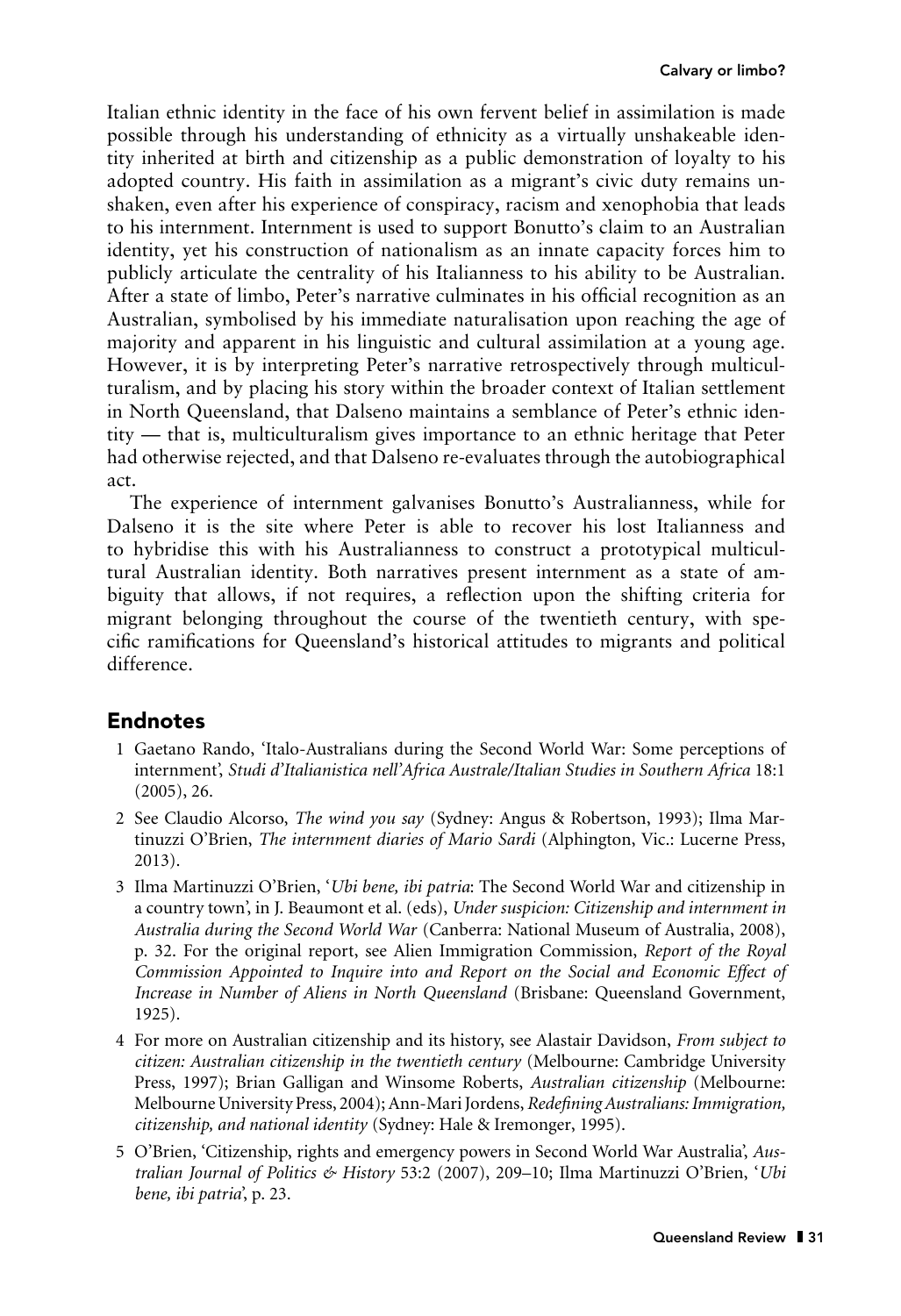Italian ethnic identity in the face of his own fervent belief in assimilation is made possible through his understanding of ethnicity as a virtually unshakeable identity inherited at birth and citizenship as a public demonstration of loyalty to his adopted country. His faith in assimilation as a migrant's civic duty remains unshaken, even after his experience of conspiracy, racism and xenophobia that leads to his internment. Internment is used to support Bonutto's claim to an Australian identity, yet his construction of nationalism as an innate capacity forces him to publicly articulate the centrality of his Italianness to his ability to be Australian. After a state of limbo, Peter's narrative culminates in his official recognition as an Australian, symbolised by his immediate naturalisation upon reaching the age of majority and apparent in his linguistic and cultural assimilation at a young age. However, it is by interpreting Peter's narrative retrospectively through multiculturalism, and by placing his story within the broader context of Italian settlement in North Queensland, that Dalseno maintains a semblance of Peter's ethnic identity — that is, multiculturalism gives importance to an ethnic heritage that Peter had otherwise rejected, and that Dalseno re-evaluates through the autobiographical act.

The experience of internment galvanises Bonutto's Australianness, while for Dalseno it is the site where Peter is able to recover his lost Italianness and to hybridise this with his Australianness to construct a prototypical multicultural Australian identity. Both narratives present internment as a state of ambiguity that allows, if not requires, a reflection upon the shifting criteria for migrant belonging throughout the course of the twentieth century, with specific ramifications for Queensland's historical attitudes to migrants and political difference.

## Endnotes

1. Gaetano Rando, 'Italo-Australians during the Second World War: Some perceptions of internment', *Studi d'Italianistica nell'Africa Australe/Italian Studies in Southern Africa* 18:1 (2005), 26.
2. See Claudio Alcorso, *The wind you say* (Sydney: Angus & Robertson, 1993); Ilma Martinuzzi O'Brien, *The internment diaries of Mario Sardi* (Alphington, Vic.: Lucerne Press, 2013).
3. Ilma Martinuzzi O'Brien, '*Ubi bene, ibi patria*: The Second World War and citizenship in a country town', in J. Beaumont et al. (eds), *Under suspicion: Citizenship and internment in Australia during the Second World War* (Canberra: National Museum of Australia, 2008), p. 32. For the original report, see Alien Immigration Commission, *Report of the Royal Commission Appointed to Inquire into and Report on the Social and Economic Effect of Increase in Number of Aliens in North Queensland* (Brisbane: Queensland Government, 1925).
4. For more on Australian citizenship and its history, see Alastair Davidson, *From subject to citizen: Australian citizenship in the twentieth century* (Melbourne: Cambridge University Press, 1997); Brian Galligan and Winsome Roberts, *Australian citizenship* (Melbourne: Melbourne University Press, 2004); Ann-Mari Jordens, *Redefining Australians: Immigration, citizenship, and national identity* (Sydney: Hale & Iremonger, 1995).
5. O'Brien, 'Citizenship, rights and emergency powers in Second World War Australia', *Australian Journal of Politics & History* 53:2 (2007), 209–10; Ilma Martinuzzi O'Brien, '*Ubi bene, ibi patria*', p. 23.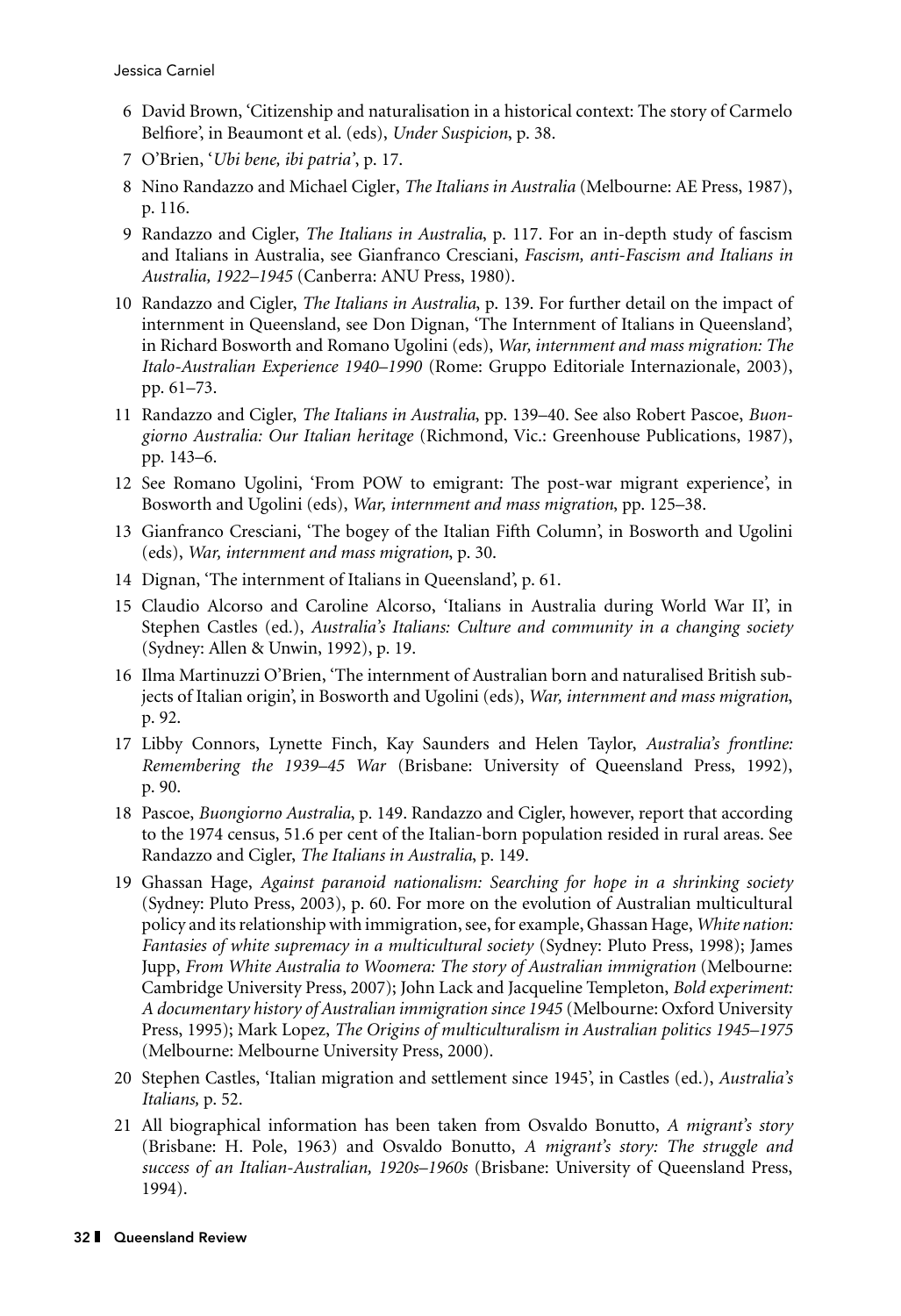6 David Brown, 'Citizenship and naturalisation in a historical context: The story of Carmelo Belfiore', in Beaumont et al. (eds), *Under Suspicion*, p. 38.

7 O'Brien, '*Ubi bene, ibi patria*', p. 17.

8 Nino Randazzo and Michael Cigler, *The Italians in Australia* (Melbourne: AE Press, 1987), p. 116.

9 Randazzo and Cigler, *The Italians in Australia*, p. 117. For an in-depth study of fascism and Italians in Australia, see Gianfranco Cresciani, *Fascism, anti-Fascism and Italians in Australia, 1922–1945* (Canberra: ANU Press, 1980).

10 Randazzo and Cigler, *The Italians in Australia*, p. 139. For further detail on the impact of internment in Queensland, see Don Dignan, 'The Internment of Italians in Queensland', in Richard Bosworth and Romano Ugolini (eds), *War, internment and mass migration: The Italo-Australian Experience 1940–1990* (Rome: Gruppo Editoriale Internazionale, 2003), pp. 61–73.

11 Randazzo and Cigler, *The Italians in Australia*, pp. 139–40. See also Robert Pascoe, *Buongiorno Australia: Our Italian heritage* (Richmond, Vic.: Greenhouse Publications, 1987), pp. 143–6.

12 See Romano Ugolini, 'From POW to emigrant: The post-war migrant experience', in Bosworth and Ugolini (eds), *War, internment and mass migration*, pp. 125–38.

13 Gianfranco Cresciani, 'The bogey of the Italian Fifth Column', in Bosworth and Ugolini (eds), *War, internment and mass migration*, p. 30.

14 Dignan, 'The internment of Italians in Queensland', p. 61.

15 Claudio Alcorso and Caroline Alcorso, 'Italians in Australia during World War II', in Stephen Castles (ed.), *Australia's Italians: Culture and community in a changing society* (Sydney: Allen & Unwin, 1992), p. 19.

16 Ilma Martinuzzi O'Brien, 'The internment of Australian born and naturalised British subjects of Italian origin', in Bosworth and Ugolini (eds), *War, internment and mass migration*, p. 92.

17 Libby Connors, Lynette Finch, Kay Saunders and Helen Taylor, *Australia's frontline: Remembering the 1939–45 War* (Brisbane: University of Queensland Press, 1992), p. 90.

18 Pascoe, *Buongiorno Australia*, p. 149. Randazzo and Cigler, however, report that according to the 1974 census, 51.6 per cent of the Italian-born population resided in rural areas. See Randazzo and Cigler, *The Italians in Australia*, p. 149.

19 Ghassan Hage, *Against paranoid nationalism: Searching for hope in a shrinking society* (Sydney: Pluto Press, 2003), p. 60. For more on the evolution of Australian multicultural policy and its relationship with immigration, see, for example, Ghassan Hage, *White nation: Fantasies of white supremacy in a multicultural society* (Sydney: Pluto Press, 1998); James Jupp, *From White Australia to Woomera: The story of Australian immigration* (Melbourne: Cambridge University Press, 2007); John Lack and Jacqueline Templeton, *Bold experiment: A documentary history of Australian immigration since 1945* (Melbourne: Oxford University Press, 1995); Mark Lopez, *The Origins of multiculturalism in Australian politics 1945–1975* (Melbourne: Melbourne University Press, 2000).

20 Stephen Castles, 'Italian migration and settlement since 1945', in Castles (ed.), *Australia's Italians,* p. 52.

21 All biographical information has been taken from Osvaldo Bonutto, *A migrant's story* (Brisbane: H. Pole, 1963) and Osvaldo Bonutto, *A migrant's story: The struggle and success of an Italian-Australian, 1920s–1960s* (Brisbane: University of Queensland Press, 1994).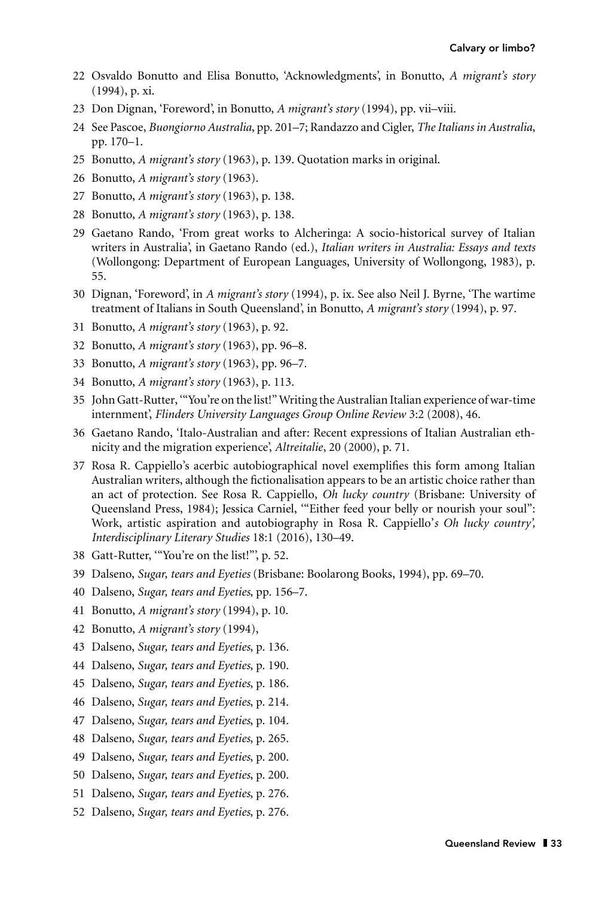22 Osvaldo Bonutto and Elisa Bonutto, 'Acknowledgments', in Bonutto, *A migrant's story* (1994), p. xi.

23 Don Dignan, 'Foreword', in Bonutto, *A migrant's story* (1994), pp. vii–viii.

24 See Pascoe, *Buongiorno Australia*, pp. 201–7; Randazzo and Cigler, *The Italians in Australia*, pp. 170–1.

25 Bonutto, *A migrant's story* (1963), p. 139. Quotation marks in original.

26 Bonutto, *A migrant's story* (1963).

27 Bonutto, *A migrant's story* (1963), p. 138.

28 Bonutto, *A migrant's story* (1963), p. 138.

29 Gaetano Rando, 'From great works to Alcheringa: A socio-historical survey of Italian writers in Australia', in Gaetano Rando (ed.), *Italian writers in Australia: Essays and texts* (Wollongong: Department of European Languages, University of Wollongong, 1983), p. 55.

30 Dignan, 'Foreword', in *A migrant's story* (1994), p. ix. See also Neil J. Byrne, 'The wartime treatment of Italians in South Queensland', in Bonutto, *A migrant's story* (1994), p. 97.

31 Bonutto, *A migrant's story* (1963), p. 92.

32 Bonutto, *A migrant's story* (1963), pp. 96–8.

33 Bonutto, *A migrant's story* (1963), pp. 96–7.

34 Bonutto, *A migrant's story* (1963), p. 113.

35 John Gatt-Rutter, '"You're on the list!" Writing the Australian Italian experience of war-time internment', *Flinders University Languages Group Online Review* 3:2 (2008), 46.

36 Gaetano Rando, 'Italo-Australian and after: Recent expressions of Italian Australian ethnicity and the migration experience', *Altreitalie*, 20 (2000), p. 71.

37 Rosa R. Cappiello's acerbic autobiographical novel exemplifies this form among Italian Australian writers, although the fictionalisation appears to be an artistic choice rather than an act of protection. See Rosa R. Cappiello, *Oh lucky country* (Brisbane: University of Queensland Press, 1984); Jessica Carniel, '"Either feed your belly or nourish your soul": Work, artistic aspiration and autobiography in Rosa R. Cappiello's *Oh lucky country*', *Interdisciplinary Literary Studies* 18:1 (2016), 130–49.

38 Gatt-Rutter, '"You're on the list!"', p. 52.

39 Dalseno, *Sugar, tears and Eyeties* (Brisbane: Boolarong Books, 1994), pp. 69–70.

40 Dalseno, *Sugar, tears and Eyeties*, pp. 156–7.

41 Bonutto, *A migrant's story* (1994), p. 10.

42 Bonutto, *A migrant's story* (1994),

43 Dalseno, *Sugar, tears and Eyeties*, p. 136.

44 Dalseno, *Sugar, tears and Eyeties*, p. 190.

45 Dalseno, *Sugar, tears and Eyeties*, p. 186.

46 Dalseno, *Sugar, tears and Eyeties*, p. 214.

47 Dalseno, *Sugar, tears and Eyeties*, p. 104.

48 Dalseno, *Sugar, tears and Eyeties*, p. 265.

49 Dalseno, *Sugar, tears and Eyeties*, p. 200.

50 Dalseno, *Sugar, tears and Eyeties*, p. 200.

51 Dalseno, *Sugar, tears and Eyeties*, p. 276.

52 Dalseno, *Sugar, tears and Eyeties*, p. 276.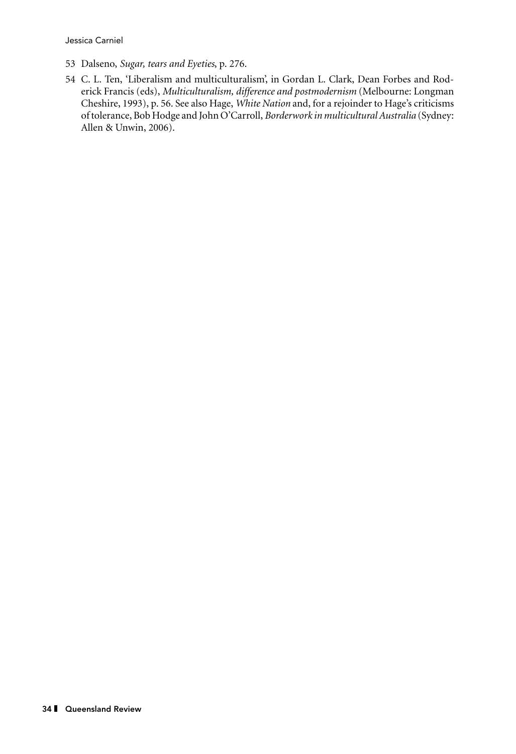53 Dalseno, *Sugar, tears and Eyeties*, p. 276.

54 C. L. Ten, 'Liberalism and multiculturalism', in Gordan L. Clark, Dean Forbes and Roderick Francis (eds), *Multiculturalism, difference and postmodernism* (Melbourne: Longman Cheshire, 1993), p. 56. See also Hage, *White Nation* and, for a rejoinder to Hage's criticisms of tolerance, Bob Hodge and John O'Carroll, *Borderwork in multicultural Australia* (Sydney: Allen & Unwin, 2006).